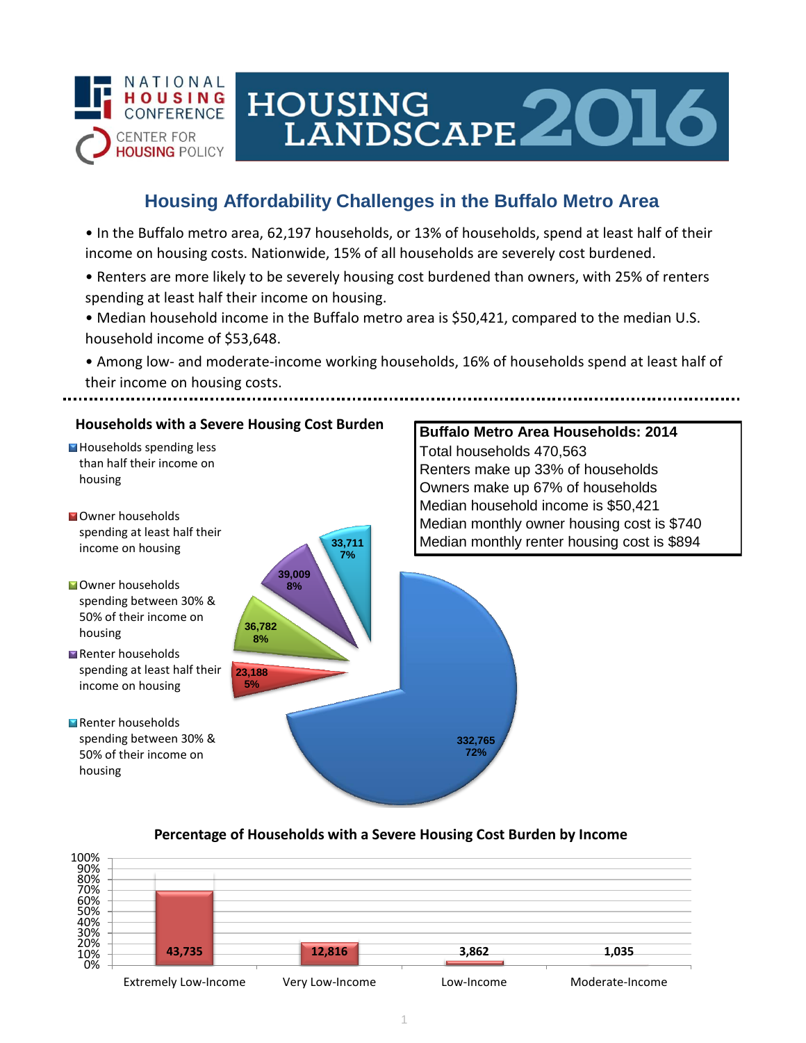NATIONAL HOUSING CONFERENCE
CENTER FOR HOUSING POLICY

# HOUSING LANDSCAPE 2016

## Housing Affordability Challenges in the Buffalo Metro Area

- In the Buffalo metro area, 62,197 households, or 13% of households, spend at least half of their income on housing costs. Nationwide, 15% of all households are severely cost burdened.
- Renters are more likely to be severely housing cost burdened than owners, with 25% of renters spending at least half their income on housing.
- Median household income in the Buffalo metro area is $50,421, compared to the median U.S. household income of $53,648.
- Among low- and moderate-income working households, 16% of households spend at least half of their income on housing costs.

### Households with a Severe Housing Cost Burden

| Category | Households | Percent |
|---|---|---|
| Households spending less than half their income on housing | 332,765 | 72% |
| Owner households spending at least half their income on housing | 23,188 | 5% |
| Owner households spending between 30% & 50% of their income on housing | 36,782 | 8% |
| Renter households spending at least half their income on housing | 39,009 | 8% |
| Renter households spending between 30% & 50% of their income on housing | 33,711 | 7% |

### Buffalo Metro Area Households: 2014

Total households 470,563
Renters make up 33% of households
Owners make up 67% of households
Median household income is $50,421
Median monthly owner housing cost is $740
Median monthly renter housing cost is $894

### Percentage of Households with a Severe Housing Cost Burden by Income

| Income Level | Households |
|---|---|
| Extremely Low-Income | 43,735 |
| Very Low-Income | 12,816 |
| Low-Income | 3,862 |
| Moderate-Income | 1,035 |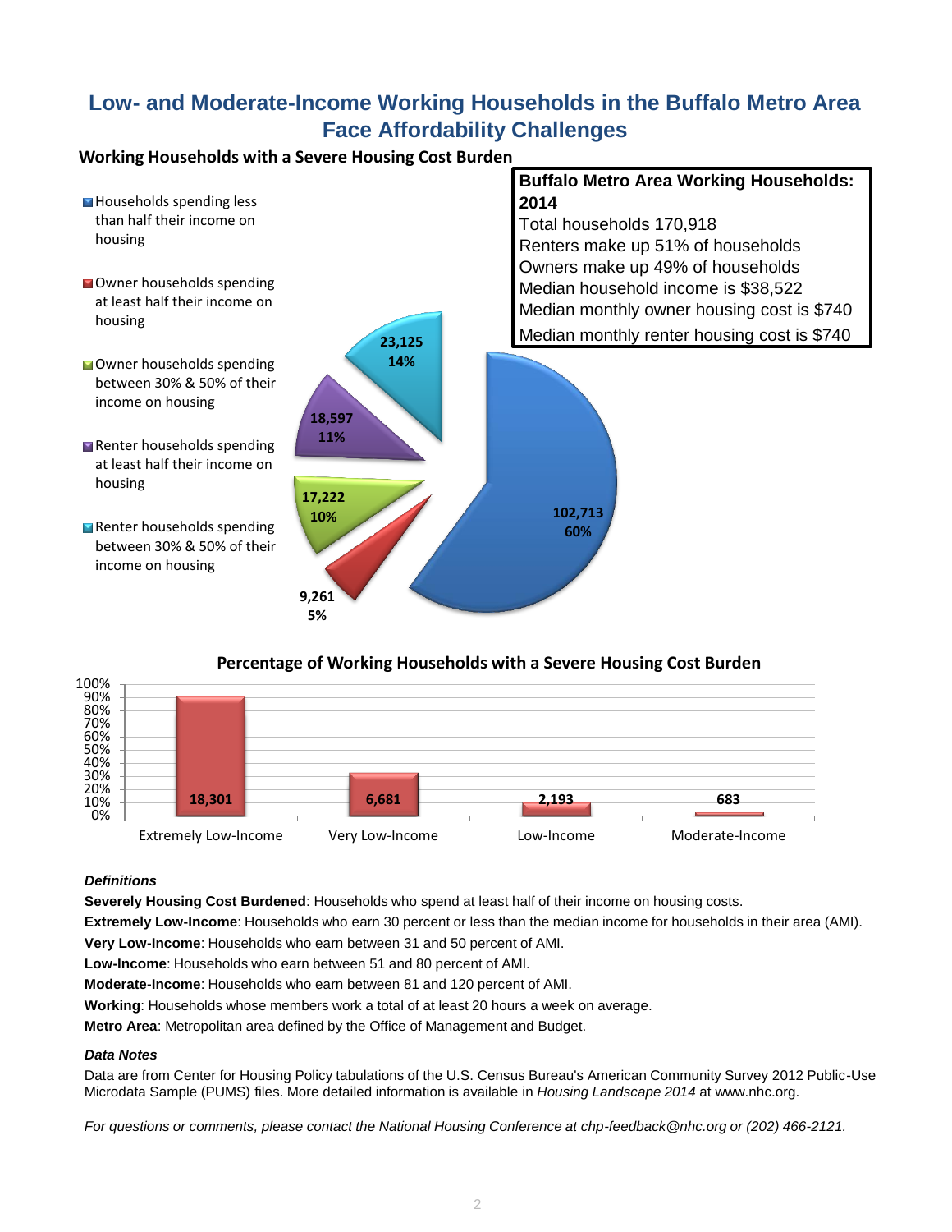# Low- and Moderate-Income Working Households in the Buffalo Metro Area Face Affordability Challenges

## Working Households with a Severe Housing Cost Burden

Households spending less than half their income on housing

Owner households spending at least half their income on housing

Owner households spending between 30% & 50% of their income on housing

Renter households spending at least half their income on housing

Renter households spending between 30% & 50% of their income on housing

23,125
14%

18,597
11%

17,222
10%

9,261
5%

102,713
60%

**Buffalo Metro Area Working Households: 2014**
Total households 170,918
Renters make up 51% of households
Owners make up 49% of households
Median household income is $38,522
Median monthly owner housing cost is $740
Median monthly renter housing cost is $740

## Percentage of Working Households with a Severe Housing Cost Burden

100%
90%
80%
70%
60%
50%
40%
30%
20%
10%
0%

18,301
6,681
2,193
683

Extremely Low-Income
Very Low-Income
Low-Income
Moderate-Income

***Definitions***

**Severely Housing Cost Burdened**: Households who spend at least half of their income on housing costs.

**Extremely Low-Income**: Households who earn 30 percent or less than the median income for households in their area (AMI).

**Very Low-Income**: Households who earn between 31 and 50 percent of AMI.

**Low-Income**: Households who earn between 51 and 80 percent of AMI.

**Moderate-Income**: Households who earn between 81 and 120 percent of AMI.

**Working**: Households whose members work a total of at least 20 hours a week on average.

**Metro Area**: Metropolitan area defined by the Office of Management and Budget.

***Data Notes***

Data are from Center for Housing Policy tabulations of the U.S. Census Bureau's American Community Survey 2012 Public-Use Microdata Sample (PUMS) files. More detailed information is available in *Housing Landscape 2014* at www.nhc.org.

*For questions or comments, please contact the National Housing Conference at chp-feedback@nhc.org or (202) 466-2121.*